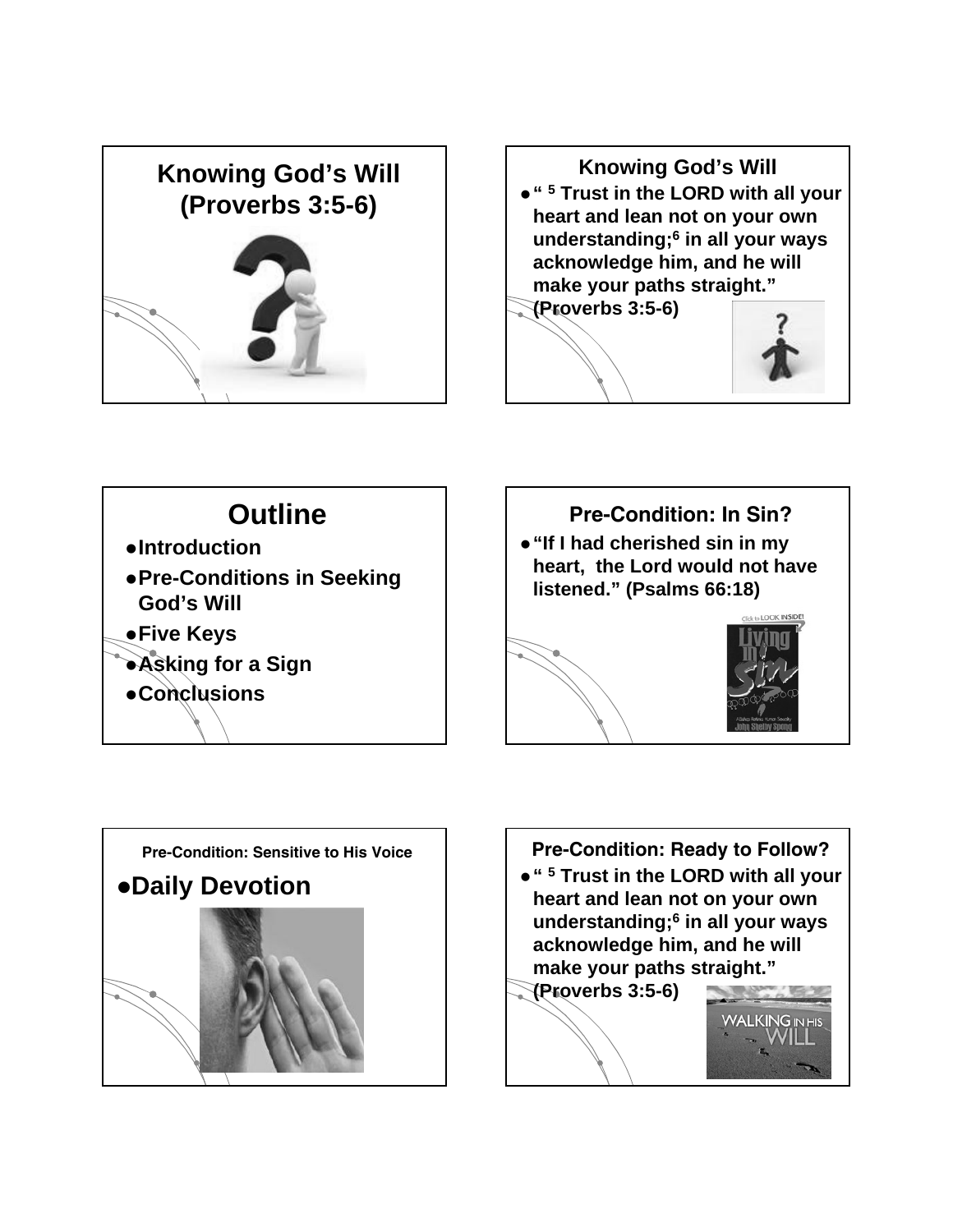## Knowing God's Will (Proverbs 3:5-6)

## Knowing God's Will

- " [5] Trust in the LORD with all your heart and lean not on your own understanding;[6] in all your ways acknowledge him, and he will make your paths straight." (Proverbs 3:5-6)

## Outline

- Introduction
- Pre-Conditions in Seeking God's Will
- Five Keys
- Asking for a Sign
- Conclusions

## Pre-Condition: In Sin?

- "If I had cherished sin in my heart, the Lord would not have listened." (Psalms 66:18)

## Pre-Condition: Sensitive to His Voice

- Daily Devotion

## Pre-Condition: Ready to Follow?

- " [5] Trust in the LORD with all your heart and lean not on your own understanding;[6] in all your ways acknowledge him, and he will make your paths straight." (Proverbs 3:5-6)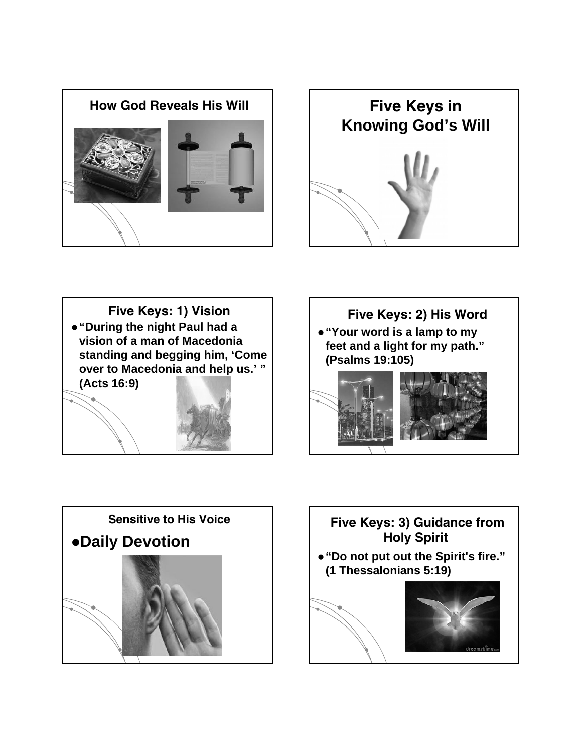## How God Reveals His Will

## Five Keys in Knowing God's Will

## Five Keys: 1) Vision

- "During the night Paul had a vision of a man of Macedonia standing and begging him, 'Come over to Macedonia and help us.' " (Acts 16:9)

## Five Keys: 2) His Word

- "Your word is a lamp to my feet and a light for my path." (Psalms 19:105)

## Sensitive to His Voice

- Daily Devotion

## Five Keys: 3) Guidance from Holy Spirit

- "Do not put out the Spirit's fire." (1 Thessalonians 5:19)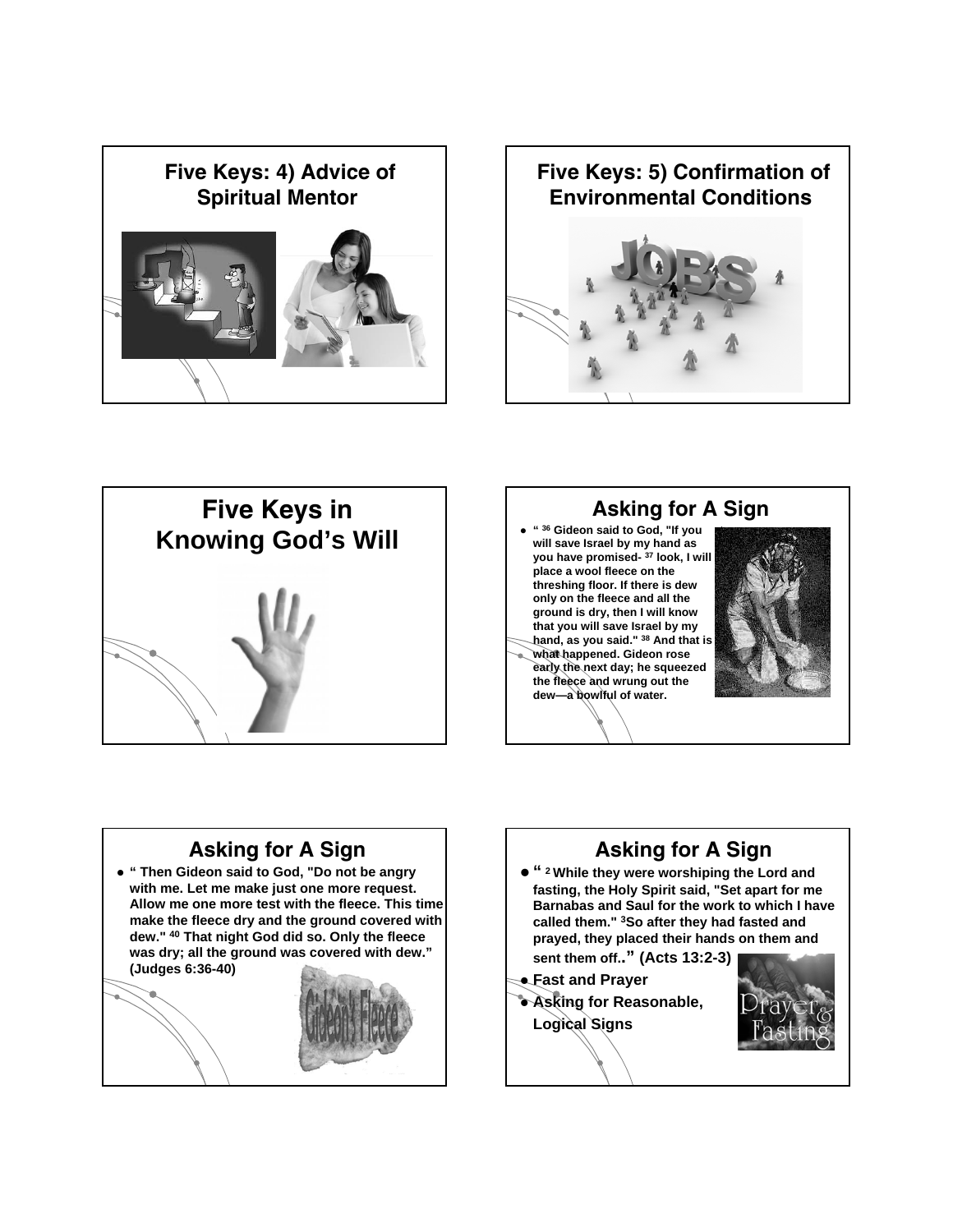## Five Keys: 4) Advice of Spiritual Mentor

## Five Keys: 5) Confirmation of Environmental Conditions

## Five Keys in Knowing God's Will

## Asking for A Sign

- " [36] Gideon said to God, "If you will save Israel by my hand as you have promised- [37] look, I will place a wool fleece on the threshing floor. If there is dew only on the fleece and all the ground is dry, then I will know that you will save Israel by my hand, as you said." [38] And that is what happened. Gideon rose early the next day; he squeezed the fleece and wrung out the dew—a bowlful of water.

## Asking for A Sign

- " Then Gideon said to God, "Do not be angry with me. Let me make just one more request. Allow me one more test with the fleece. This time make the fleece dry and the ground covered with dew." [40] That night God did so. Only the fleece was dry; all the ground was covered with dew." (Judges 6:36-40)

## Asking for A Sign

- " [2] While they were worshiping the Lord and fasting, the Holy Spirit said, "Set apart for me Barnabas and Saul for the work to which I have called them." [3]So after they had fasted and prayed, they placed their hands on them and sent them off.." (Acts 13:2-3)
- Fast and Prayer
- Asking for Reasonable, Logical Signs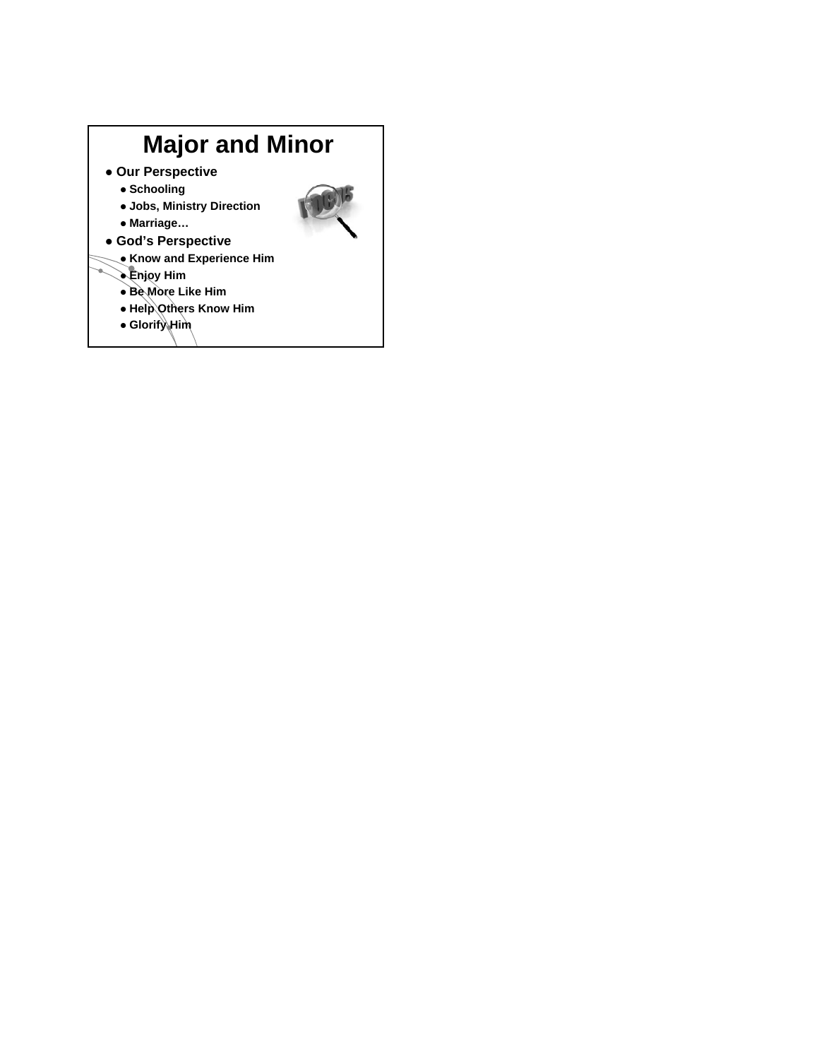# Major and Minor

- Our Perspective
  - Schooling
  - Jobs, Ministry Direction
  - Marriage…
- God's Perspective
  - Know and Experience Him
  - Enjoy Him
  - Be More Like Him
  - Help Others Know Him
  - Glorify Him